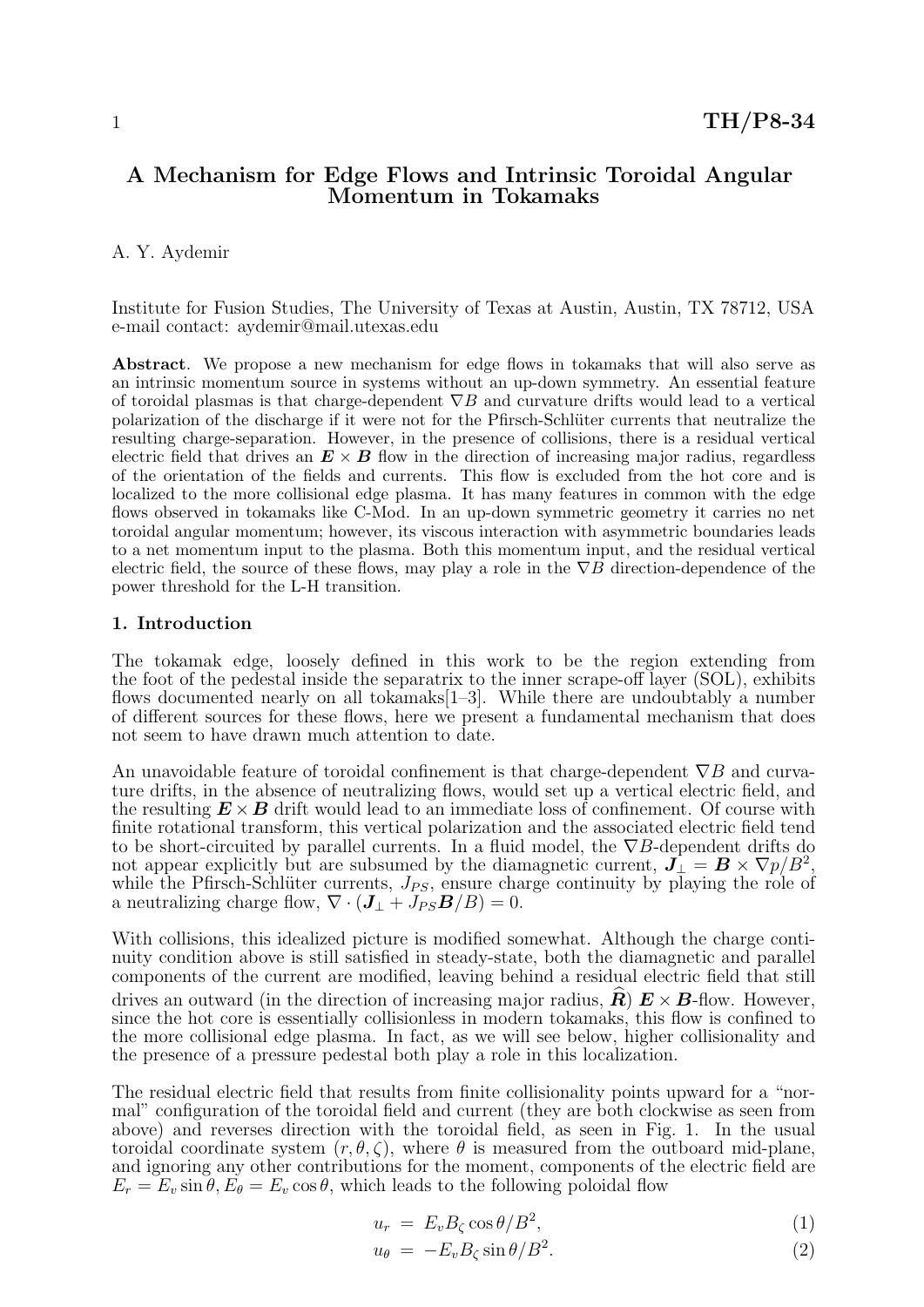# A Mechanism for Edge Flows and Intrinsic Toroidal Angular Momentum in Tokamaks

A. Y. Aydemir

Institute for Fusion Studies, The University of Texas at Austin, Austin, TX 78712, USA
e-mail contact: aydemir@mail.utexas.edu

**Abstract**. We propose a new mechanism for edge flows in tokamaks that will also serve as an intrinsic momentum source in systems without an up-down symmetry. An essential feature of toroidal plasmas is that charge-dependent $\nabla B$ and curvature drifts would lead to a vertical polarization of the discharge if it were not for the Pfirsch-Schlüter currents that neutralize the resulting charge-separation. However, in the presence of collisions, there is a residual vertical electric field that drives an $\boldsymbol{E} \times \boldsymbol{B}$ flow in the direction of increasing major radius, regardless of the orientation of the fields and currents. This flow is excluded from the hot core and is localized to the more collisional edge plasma. It has many features in common with the edge flows observed in tokamaks like C-Mod. In an up-down symmetric geometry it carries no net toroidal angular momentum; however, its viscous interaction with asymmetric boundaries leads to a net momentum input to the plasma. Both this momentum input, and the residual vertical electric field, the source of these flows, may play a role in the $\nabla B$ direction-dependence of the power threshold for the L-H transition.

## 1. Introduction

The tokamak edge, loosely defined in this work to be the region extending from the foot of the pedestal inside the separatrix to the inner scrape-off layer (SOL), exhibits flows documented nearly on all tokamaks[1–3]. While there are undoubtably a number of different sources for these flows, here we present a fundamental mechanism that does not seem to have drawn much attention to date.

An unavoidable feature of toroidal confinement is that charge-dependent $\nabla B$ and curvature drifts, in the absence of neutralizing flows, would set up a vertical electric field, and the resulting $\boldsymbol{E} \times \boldsymbol{B}$ drift would lead to an immediate loss of confinement. Of course with finite rotational transform, this vertical polarization and the associated electric field tend to be short-circuited by parallel currents. In a fluid model, the $\nabla B$-dependent drifts do not appear explicitly but are subsumed by the diamagnetic current, $\boldsymbol{J}_\perp = \boldsymbol{B} \times \nabla p / B^2$, while the Pfirsch-Schlüter currents, $J_{PS}$, ensure charge continuity by playing the role of a neutralizing charge flow, $\nabla \cdot (\boldsymbol{J}_\perp + J_{PS}\boldsymbol{B}/B) = 0$.

With collisions, this idealized picture is modified somewhat. Although the charge continuity condition above is still satisfied in steady-state, both the diamagnetic and parallel components of the current are modified, leaving behind a residual electric field that still drives an outward (in the direction of increasing major radius, $\widehat{\boldsymbol{R}}$) $\boldsymbol{E} \times \boldsymbol{B}$-flow. However, since the hot core is essentially collisionless in modern tokamaks, this flow is confined to the more collisional edge plasma. In fact, as we will see below, higher collisionality and the presence of a pressure pedestal both play a role in this localization.

The residual electric field that results from finite collisionality points upward for a "normal" configuration of the toroidal field and current (they are both clockwise as seen from above) and reverses direction with the toroidal field, as seen in Fig. 1. In the usual toroidal coordinate system $(r, \theta, \zeta)$, where $\theta$ is measured from the outboard mid-plane, and ignoring any other contributions for the moment, components of the electric field are $E_r = E_v \sin\theta, E_\theta = E_v \cos\theta$, which leads to the following poloidal flow

$$u_r = E_v B_\zeta \cos\theta / B^2, \tag{1}$$

$$u_\theta = -E_v B_\zeta \sin\theta / B^2. \tag{2}$$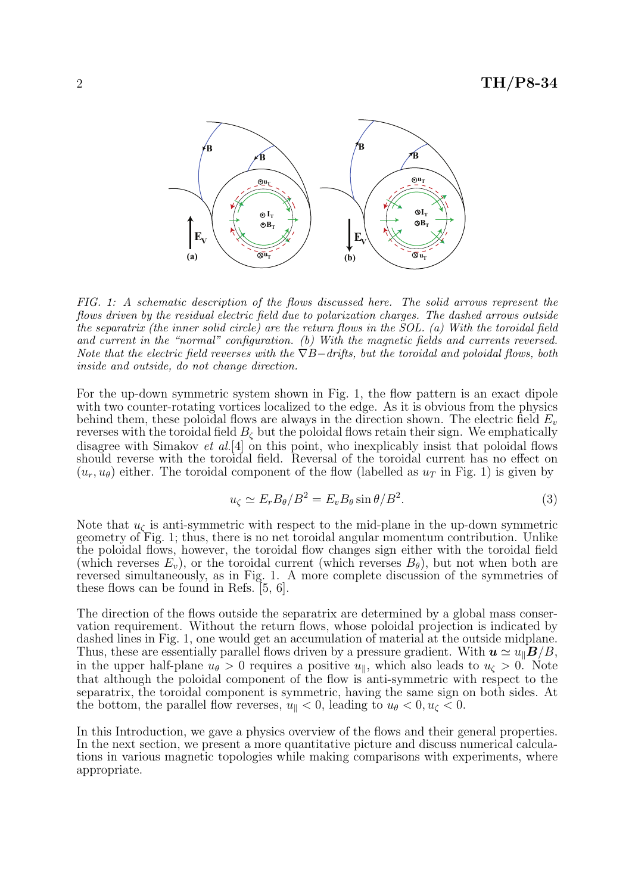*FIG. 1: A schematic description of the flows discussed here. The solid arrows represent the flows driven by the residual electric field due to polarization charges. The dashed arrows outside the separatrix (the inner solid circle) are the return flows in the SOL. (a) With the toroidal field and current in the "normal" configuration. (b) With the magnetic fields and currents reversed. Note that the electric field reverses with the $\nabla B-$drifts, but the toroidal and poloidal flows, both inside and outside, do not change direction.*

For the up-down symmetric system shown in Fig. 1, the flow pattern is an exact dipole with two counter-rotating vortices localized to the edge. As it is obvious from the physics behind them, these poloidal flows are always in the direction shown. The electric field $E_v$ reverses with the toroidal field $B_\zeta$ but the poloidal flows retain their sign. We emphatically disagree with Simakov *et al.*[4] on this point, who inexplicably insist that poloidal flows should reverse with the toroidal field. Reversal of the toroidal current has no effect on $(u_r, u_\theta)$ either. The toroidal component of the flow (labelled as $u_T$ in Fig. 1) is given by

$$u_\zeta \simeq E_r B_\theta / B^2 = E_v B_\theta \sin\theta / B^2. \tag{3}$$

Note that $u_\zeta$ is anti-symmetric with respect to the mid-plane in the up-down symmetric geometry of Fig. 1; thus, there is no net toroidal angular momentum contribution. Unlike the poloidal flows, however, the toroidal flow changes sign either with the toroidal field (which reverses $E_v$), or the toroidal current (which reverses $B_\theta$), but not when both are reversed simultaneously, as in Fig. 1. A more complete discussion of the symmetries of these flows can be found in Refs. [5, 6].

The direction of the flows outside the separatrix are determined by a global mass conservation requirement. Without the return flows, whose poloidal projection is indicated by dashed lines in Fig. 1, one would get an accumulation of material at the outside midplane. Thus, these are essentially parallel flows driven by a pressure gradient. With $\boldsymbol{u} \simeq u_\parallel \boldsymbol{B}/B$, in the upper half-plane $u_\theta > 0$ requires a positive $u_\parallel$, which also leads to $u_\zeta > 0$. Note that although the poloidal component of the flow is anti-symmetric with respect to the separatrix, the toroidal component is symmetric, having the same sign on both sides. At the bottom, the parallel flow reverses, $u_\parallel < 0$, leading to $u_\theta < 0, u_\zeta < 0$.

In this Introduction, we gave a physics overview of the flows and their general properties. In the next section, we present a more quantitative picture and discuss numerical calculations in various magnetic topologies while making comparisons with experiments, where appropriate.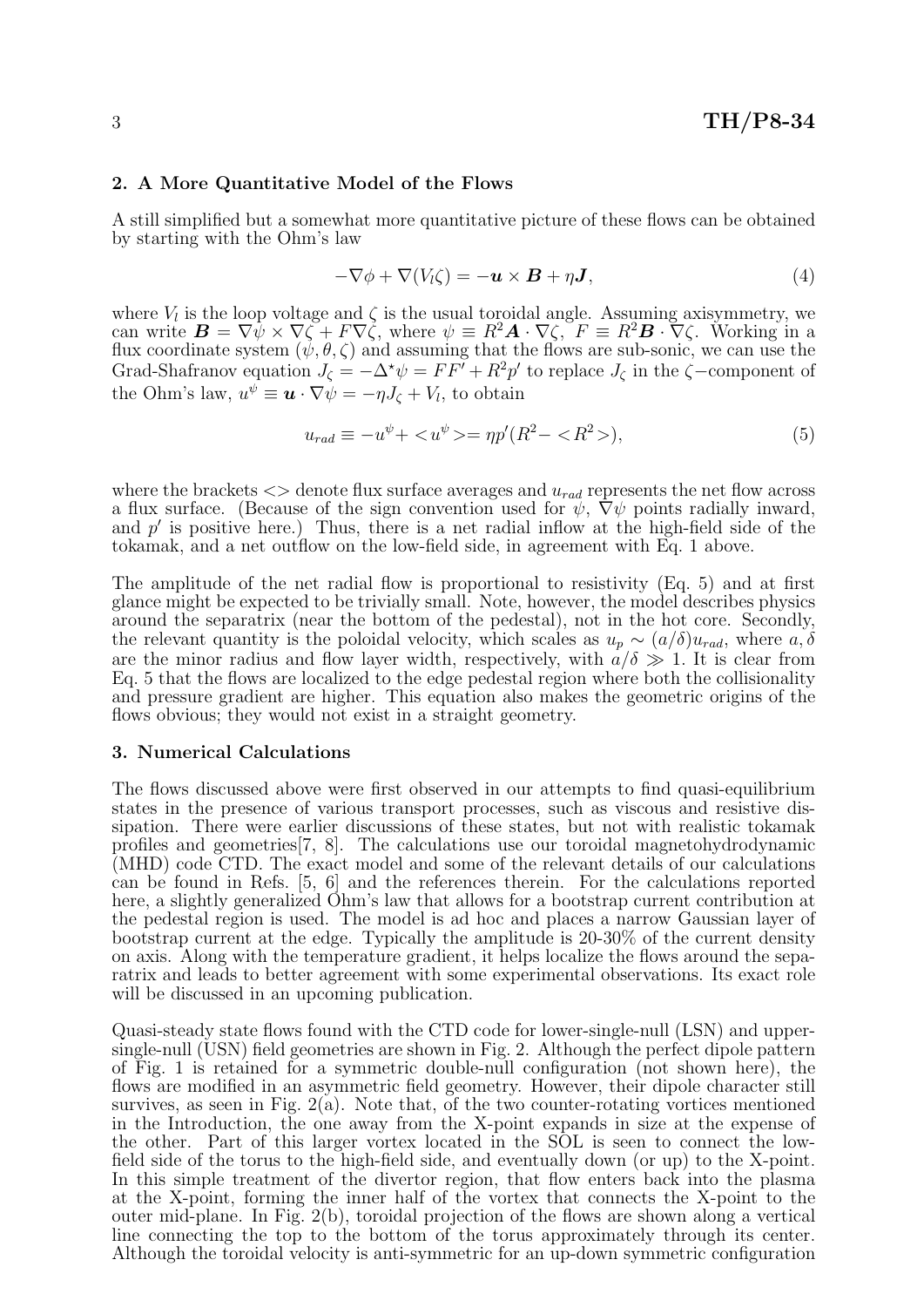## 2. A More Quantitative Model of the Flows

A still simplified but a somewhat more quantitative picture of these flows can be obtained by starting with the Ohm's law

$$-\nabla\phi + \nabla(V_l\zeta) = -\boldsymbol{u} \times \boldsymbol{B} + \eta\boldsymbol{J}, \tag{4}$$

where $V_l$ is the loop voltage and $\zeta$ is the usual toroidal angle. Assuming axisymmetry, we can write $\boldsymbol{B} = \nabla\psi \times \nabla\zeta + F\nabla\zeta$, where $\psi \equiv R^2\boldsymbol{A} \cdot \nabla\zeta$, $F \equiv R^2\boldsymbol{B} \cdot \nabla\zeta$. Working in a flux coordinate system $(\psi, \theta, \zeta)$ and assuming that the flows are sub-sonic, we can use the Grad-Shafranov equation $J_\zeta = -\Delta^\star\psi = FF' + R^2p'$ to replace $J_\zeta$ in the $\zeta-$component of the Ohm's law, $u^\psi \equiv \boldsymbol{u} \cdot \nabla\psi = -\eta J_\zeta + V_l$, to obtain

$$u_{rad} \equiv -u^\psi + <u^\psi> = \eta p'(R^2 - <R^2>), \tag{5}$$

where the brackets $<>$ denote flux surface averages and $u_{rad}$ represents the net flow across a flux surface. (Because of the sign convention used for $\psi$, $\nabla\psi$ points radially inward, and $p'$ is positive here.) Thus, there is a net radial inflow at the high-field side of the tokamak, and a net outflow on the low-field side, in agreement with Eq. 1 above.

The amplitude of the net radial flow is proportional to resistivity (Eq. 5) and at first glance might be expected to be trivially small. Note, however, the model describes physics around the separatrix (near the bottom of the pedestal), not in the hot core. Secondly, the relevant quantity is the poloidal velocity, which scales as $u_p \sim (a/\delta)u_{rad}$, where $a, \delta$ are the minor radius and flow layer width, respectively, with $a/\delta \gg 1$. It is clear from Eq. 5 that the flows are localized to the edge pedestal region where both the collisionality and pressure gradient are higher. This equation also makes the geometric origins of the flows obvious; they would not exist in a straight geometry.

## 3. Numerical Calculations

The flows discussed above were first observed in our attempts to find quasi-equilibrium states in the presence of various transport processes, such as viscous and resistive dissipation. There were earlier discussions of these states, but not with realistic tokamak profiles and geometries[7, 8]. The calculations use our toroidal magnetohydrodynamic (MHD) code CTD. The exact model and some of the relevant details of our calculations can be found in Refs. [5, 6] and the references therein. For the calculations reported here, a slightly generalized Ohm's law that allows for a bootstrap current contribution at the pedestal region is used. The model is ad hoc and places a narrow Gaussian layer of bootstrap current at the edge. Typically the amplitude is 20-30% of the current density on axis. Along with the temperature gradient, it helps localize the flows around the separatrix and leads to better agreement with some experimental observations. Its exact role will be discussed in an upcoming publication.

Quasi-steady state flows found with the CTD code for lower-single-null (LSN) and upper-single-null (USN) field geometries are shown in Fig. 2. Although the perfect dipole pattern of Fig. 1 is retained for a symmetric double-null configuration (not shown here), the flows are modified in an asymmetric field geometry. However, their dipole character still survives, as seen in Fig. 2(a). Note that, of the two counter-rotating vortices mentioned in the Introduction, the one away from the X-point expands in size at the expense of the other. Part of this larger vortex located in the SOL is seen to connect the low-field side of the torus to the high-field side, and eventually down (or up) to the X-point. In this simple treatment of the divertor region, that flow enters back into the plasma at the X-point, forming the inner half of the vortex that connects the X-point to the outer mid-plane. In Fig. 2(b), toroidal projection of the flows are shown along a vertical line connecting the top to the bottom of the torus approximately through its center. Although the toroidal velocity is anti-symmetric for an up-down symmetric configuration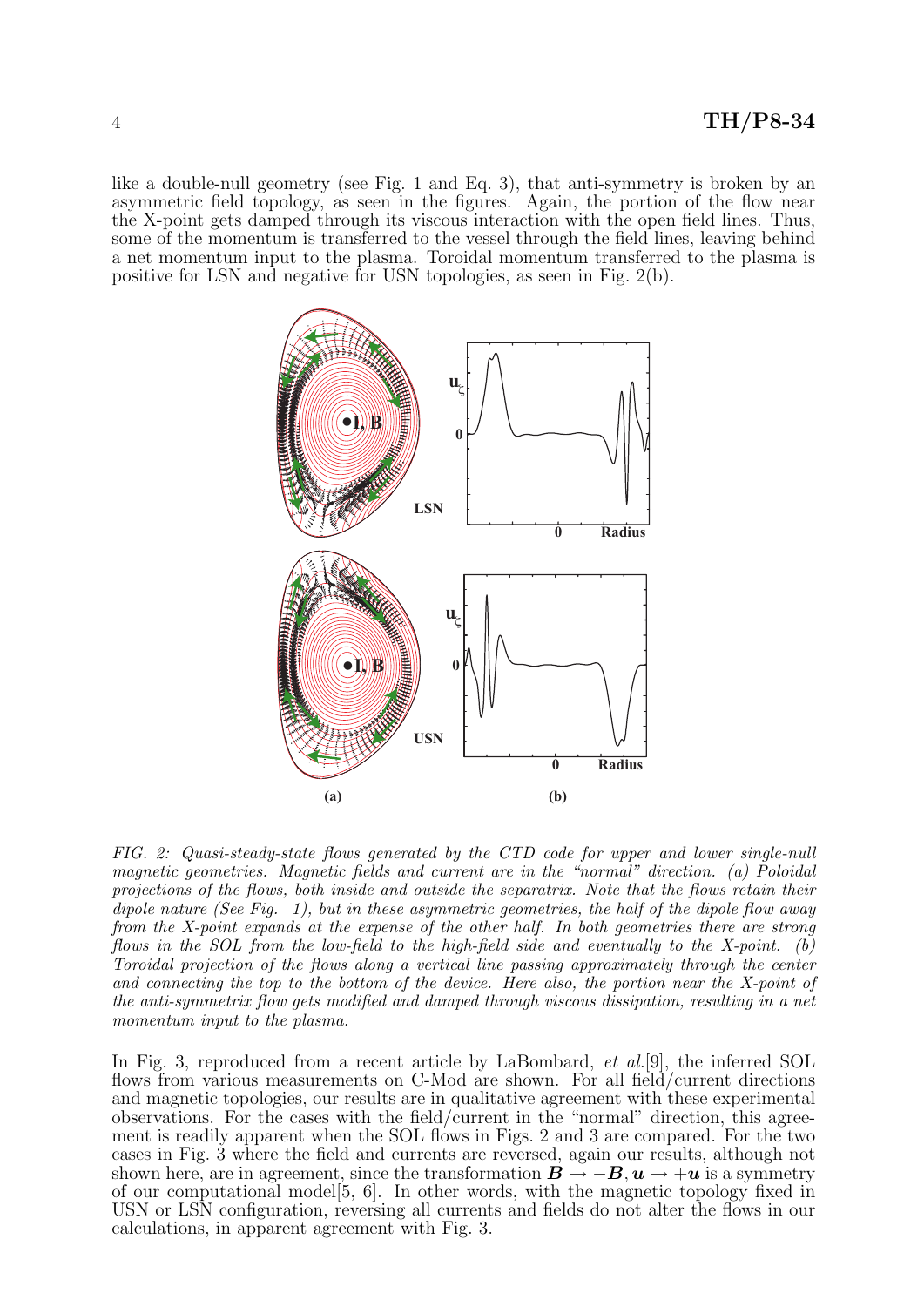like a double-null geometry (see Fig. 1 and Eq. 3), that anti-symmetry is broken by an asymmetric field topology, as seen in the figures. Again, the portion of the flow near the X-point gets damped through its viscous interaction with the open field lines. Thus, some of the momentum is transferred to the vessel through the field lines, leaving behind a net momentum input to the plasma. Toroidal momentum transferred to the plasma is positive for LSN and negative for USN topologies, as seen in Fig. 2(b).

*FIG. 2: Quasi-steady-state flows generated by the CTD code for upper and lower single-null magnetic geometries. Magnetic fields and current are in the "normal" direction. (a) Poloidal projections of the flows, both inside and outside the separatrix. Note that the flows retain their dipole nature (See Fig. 1), but in these asymmetric geometries, the half of the dipole flow away from the X-point expands at the expense of the other half. In both geometries there are strong flows in the SOL from the low-field to the high-field side and eventually to the X-point. (b) Toroidal projection of the flows along a vertical line passing approximately through the center and connecting the top to the bottom of the device. Here also, the portion near the X-point of the anti-symmetrix flow gets modified and damped through viscous dissipation, resulting in a net momentum input to the plasma.*

In Fig. 3, reproduced from a recent article by LaBombard, *et al.*[9], the inferred SOL flows from various measurements on C-Mod are shown. For all field/current directions and magnetic topologies, our results are in qualitative agreement with these experimental observations. For the cases with the field/current in the "normal" direction, this agreement is readily apparent when the SOL flows in Figs. 2 and 3 are compared. For the two cases in Fig. 3 where the field and currents are reversed, again our results, although not shown here, are in agreement, since the transformation $\boldsymbol{B} \rightarrow -\boldsymbol{B}, \boldsymbol{u} \rightarrow +\boldsymbol{u}$ is a symmetry of our computational model[5, 6]. In other words, with the magnetic topology fixed in USN or LSN configuration, reversing all currents and fields do not alter the flows in our calculations, in apparent agreement with Fig. 3.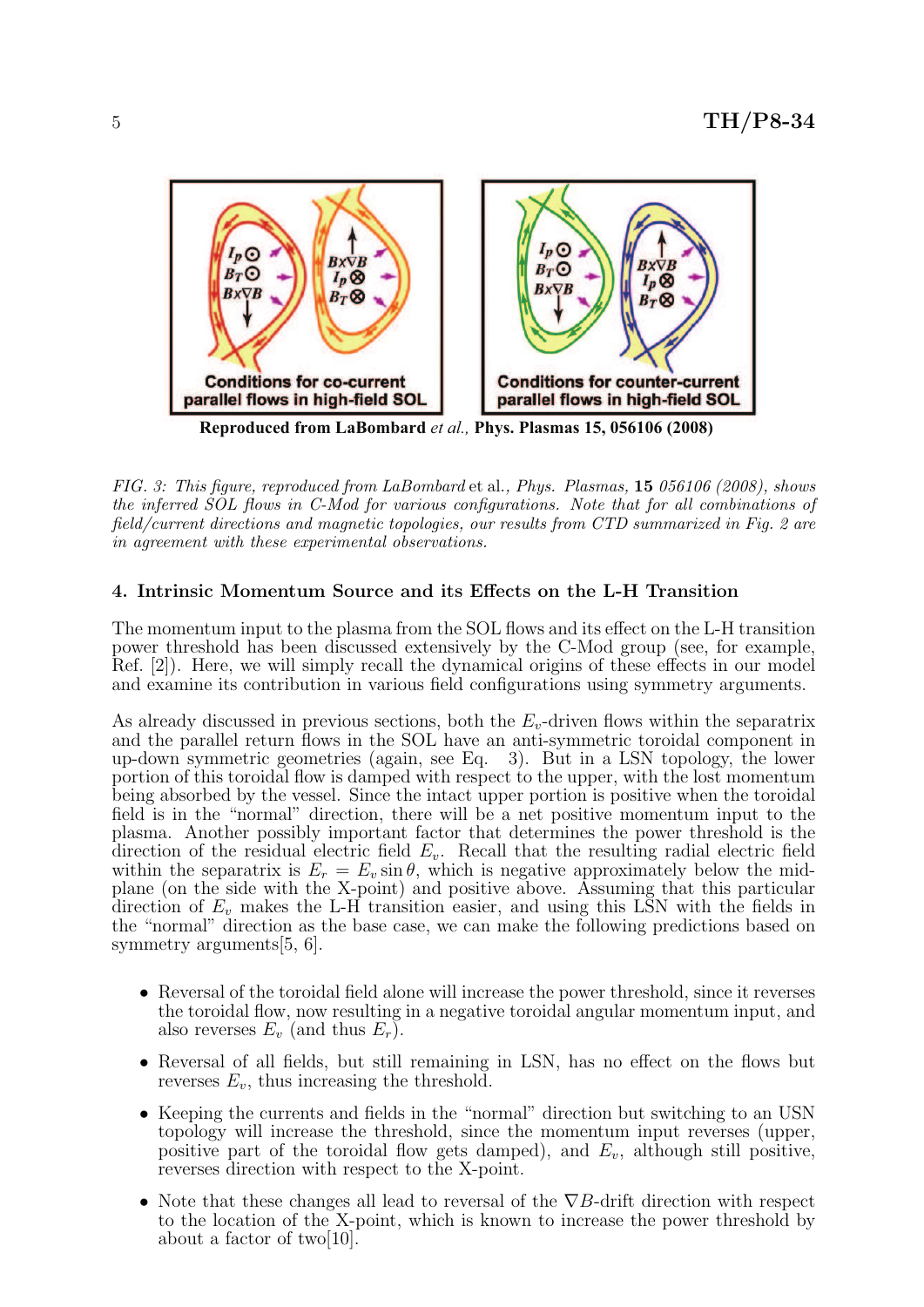FIG. 3: This figure, reproduced from LaBombard et al., *Phys. Plasmas*, **15** *056106 (2008)*, shows the inferred SOL flows in C-Mod for various configurations. Note that for all combinations of field/current directions and magnetic topologies, our results from CTD summarized in Fig. 2 are in agreement with these experimental observations.

## 4. Intrinsic Momentum Source and its Effects on the L-H Transition

The momentum input to the plasma from the SOL flows and its effect on the L-H transition power threshold has been discussed extensively by the C-Mod group (see, for example, Ref. [2]). Here, we will simply recall the dynamical origins of these effects in our model and examine its contribution in various field configurations using symmetry arguments.

As already discussed in previous sections, both the $E_v$-driven flows within the separatrix and the parallel return flows in the SOL have an anti-symmetric toroidal component in up-down symmetric geometries (again, see Eq. 3). But in a LSN topology, the lower portion of this toroidal flow is damped with respect to the upper, with the lost momentum being absorbed by the vessel. Since the intact upper portion is positive when the toroidal field is in the "normal" direction, there will be a net positive momentum input to the plasma. Another possibly important factor that determines the power threshold is the direction of the residual electric field $E_v$. Recall that the resulting radial electric field within the separatrix is $E_r = E_v \sin\theta$, which is negative approximately below the mid-plane (on the side with the X-point) and positive above. Assuming that this particular direction of $E_v$ makes the L-H transition easier, and using this LSN with the fields in the "normal" direction as the base case, we can make the following predictions based on symmetry arguments[5, 6].

- Reversal of the toroidal field alone will increase the power threshold, since it reverses the toroidal flow, now resulting in a negative toroidal angular momentum input, and also reverses $E_v$ (and thus $E_r$).
- Reversal of all fields, but still remaining in LSN, has no effect on the flows but reverses $E_v$, thus increasing the threshold.
- Keeping the currents and fields in the "normal" direction but switching to an USN topology will increase the threshold, since the momentum input reverses (upper, positive part of the toroidal flow gets damped), and $E_v$, although still positive, reverses direction with respect to the X-point.
- Note that these changes all lead to reversal of the $\nabla B$-drift direction with respect to the location of the X-point, which is known to increase the power threshold by about a factor of two[10].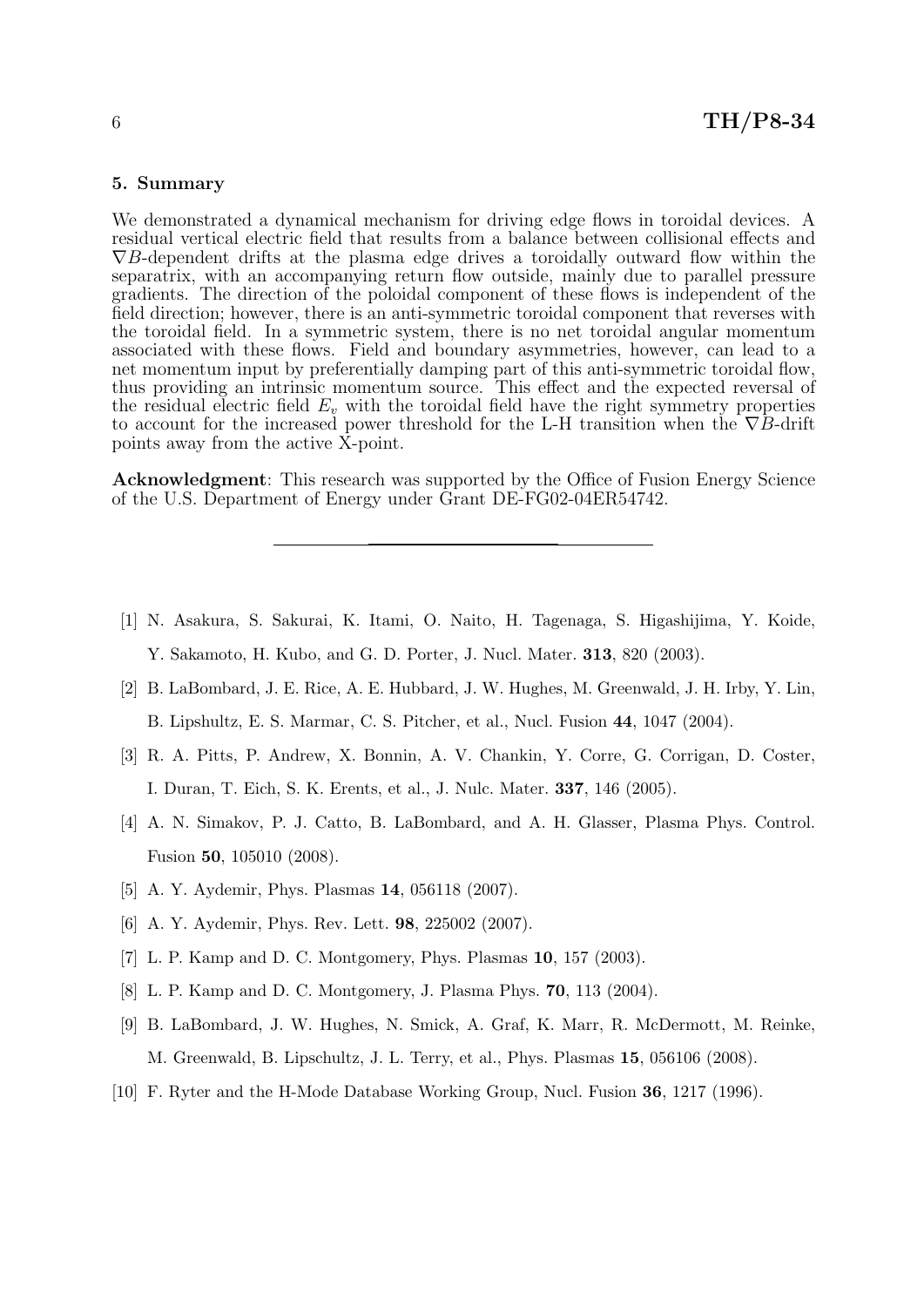### 5. Summary

We demonstrated a dynamical mechanism for driving edge flows in toroidal devices. A residual vertical electric field that results from a balance between collisional effects and $\nabla B$-dependent drifts at the plasma edge drives a toroidally outward flow within the separatrix, with an accompanying return flow outside, mainly due to parallel pressure gradients. The direction of the poloidal component of these flows is independent of the field direction; however, there is an anti-symmetric toroidal component that reverses with the toroidal field. In a symmetric system, there is no net toroidal angular momentum associated with these flows. Field and boundary asymmetries, however, can lead to a net momentum input by preferentially damping part of this anti-symmetric toroidal flow, thus providing an intrinsic momentum source. This effect and the expected reversal of the residual electric field $E_v$ with the toroidal field have the right symmetry properties to account for the increased power threshold for the L-H transition when the $\nabla B$-drift points away from the active X-point.

**Acknowledgment**: This research was supported by the Office of Fusion Energy Science of the U.S. Department of Energy under Grant DE-FG02-04ER54742.

---

[1] N. Asakura, S. Sakurai, K. Itami, O. Naito, H. Tagenaga, S. Higashijima, Y. Koide, Y. Sakamoto, H. Kubo, and G. D. Porter, J. Nucl. Mater. **313**, 820 (2003).

[2] B. LaBombard, J. E. Rice, A. E. Hubbard, J. W. Hughes, M. Greenwald, J. H. Irby, Y. Lin, B. Lipshultz, E. S. Marmar, C. S. Pitcher, et al., Nucl. Fusion **44**, 1047 (2004).

[3] R. A. Pitts, P. Andrew, X. Bonnin, A. V. Chankin, Y. Corre, G. Corrigan, D. Coster, I. Duran, T. Eich, S. K. Erents, et al., J. Nulc. Mater. **337**, 146 (2005).

[4] A. N. Simakov, P. J. Catto, B. LaBombard, and A. H. Glasser, Plasma Phys. Control. Fusion **50**, 105010 (2008).

[5] A. Y. Aydemir, Phys. Plasmas **14**, 056118 (2007).

[6] A. Y. Aydemir, Phys. Rev. Lett. **98**, 225002 (2007).

[7] L. P. Kamp and D. C. Montgomery, Phys. Plasmas **10**, 157 (2003).

[8] L. P. Kamp and D. C. Montgomery, J. Plasma Phys. **70**, 113 (2004).

[9] B. LaBombard, J. W. Hughes, N. Smick, A. Graf, K. Marr, R. McDermott, M. Reinke, M. Greenwald, B. Lipschultz, J. L. Terry, et al., Phys. Plasmas **15**, 056106 (2008).

[10] F. Ryter and the H-Mode Database Working Group, Nucl. Fusion **36**, 1217 (1996).